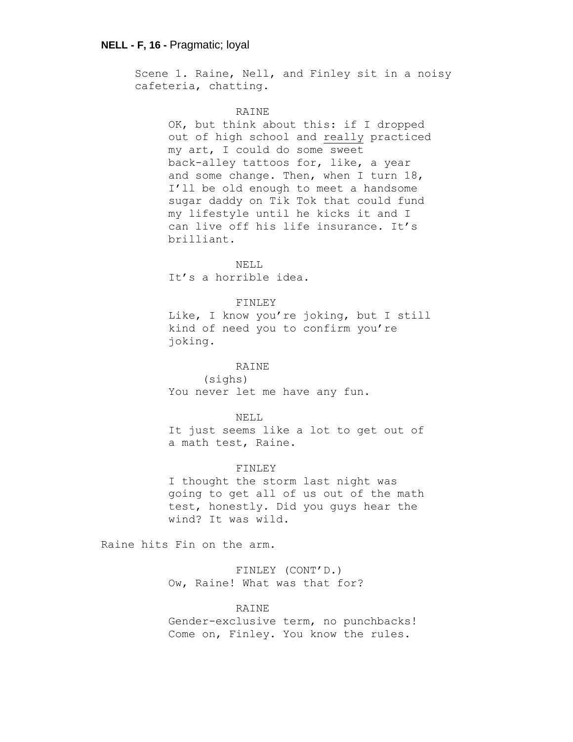**NELL - F, 16 -** Pragmatic; loyal

Scene 1. Raine, Nell, and Finley sit in a noisy cafeteria, chatting.

RAINE
OK, but think about this: if I dropped out of high school and <u>really</u> practiced my art, I could do some sweet back-alley tattoos for, like, a year and some change. Then, when I turn 18, I'll be old enough to meet a handsome sugar daddy on Tik Tok that could fund my lifestyle until he kicks it and I can live off his life insurance. It's brilliant.

NELL
It's a horrible idea.

FINLEY
Like, I know you're joking, but I still kind of need you to confirm you're joking.

RAINE
(sighs)
You never let me have any fun.

NELL
It just seems like a lot to get out of a math test, Raine.

FINLEY
I thought the storm last night was going to get all of us out of the math test, honestly. Did you guys hear the wind? It was wild.

Raine hits Fin on the arm.

FINLEY (CONT'D.)
Ow, Raine! What was that for?

RAINE
Gender-exclusive term, no punchbacks! Come on, Finley. You know the rules.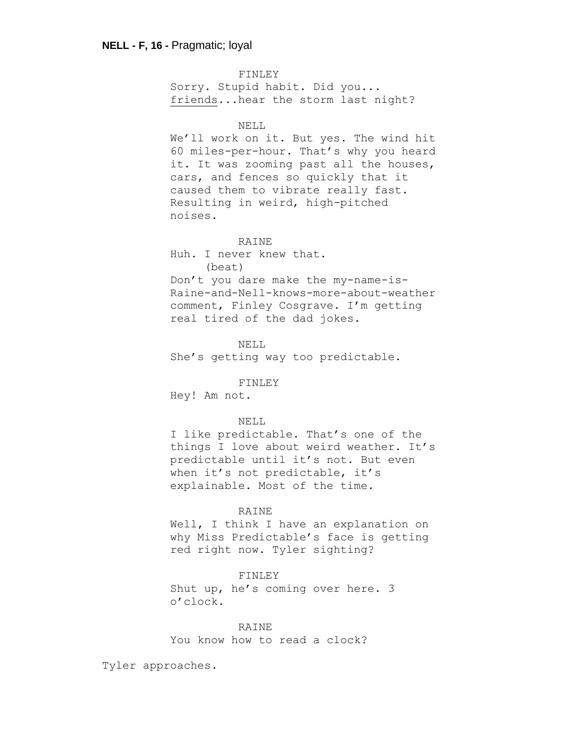**NELL - F, 16 -** Pragmatic; loyal

FINLEY

Sorry. Stupid habit. Did you... <u>friends</u>...hear the storm last night?

NELL

We'll work on it. But yes. The wind hit 60 miles-per-hour. That's why you heard it. It was zooming past all the houses, cars, and fences so quickly that it caused them to vibrate really fast. Resulting in weird, high-pitched noises.

RAINE

Huh. I never knew that.

(beat)

Don't you dare make the my-name-is-Raine-and-Nell-knows-more-about-weather comment, Finley Cosgrave. I'm getting real tired of the dad jokes.

NELL

She's getting way too predictable.

FINLEY

Hey! Am not.

NELL

I like predictable. That's one of the things I love about weird weather. It's predictable until it's not. But even when it's not predictable, it's explainable. Most of the time.

RAINE

Well, I think I have an explanation on why Miss Predictable's face is getting red right now. Tyler sighting?

FINLEY

Shut up, he's coming over here. 3 o'clock.

RAINE

You know how to read a clock?

Tyler approaches.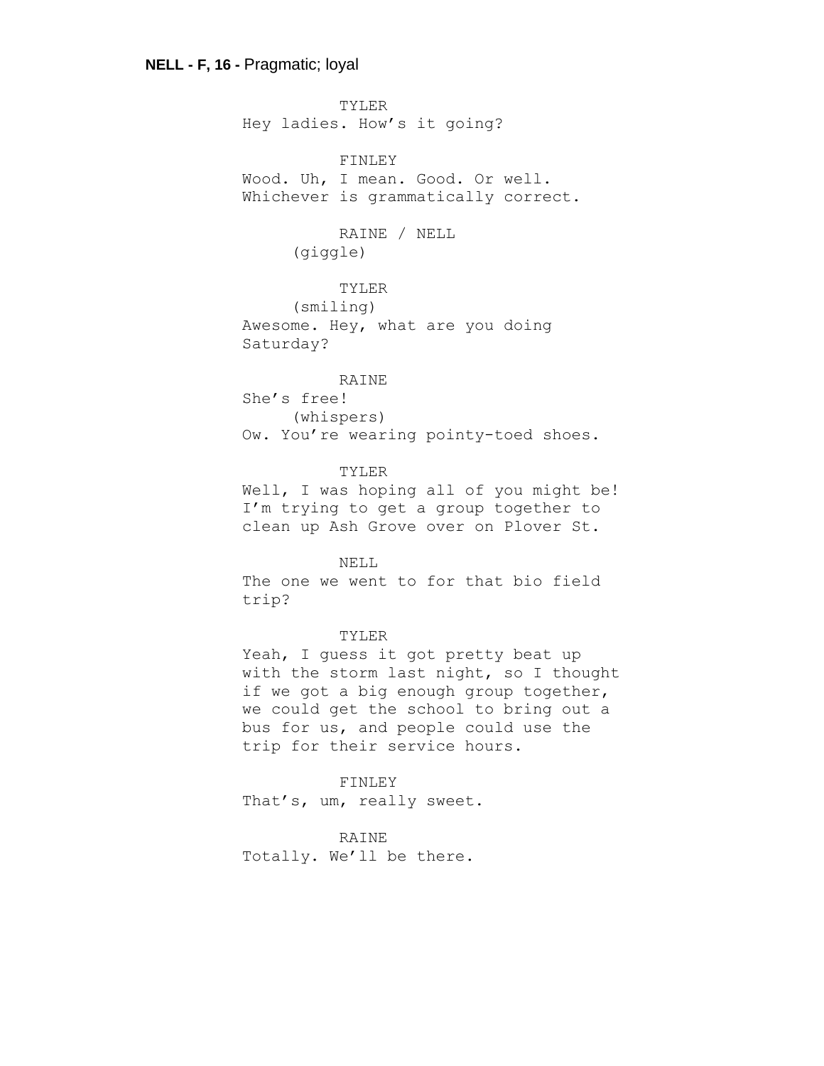**NELL - F, 16 -** Pragmatic; loyal

TYLER
Hey ladies. How's it going?

FINLEY
Wood. Uh, I mean. Good. Or well. Whichever is grammatically correct.

RAINE / NELL
(giggle)

TYLER
(smiling)
Awesome. Hey, what are you doing Saturday?

RAINE
She's free!
(whispers)
Ow. You're wearing pointy-toed shoes.

TYLER
Well, I was hoping all of you might be! I'm trying to get a group together to clean up Ash Grove over on Plover St.

NELL
The one we went to for that bio field trip?

TYLER
Yeah, I guess it got pretty beat up with the storm last night, so I thought if we got a big enough group together, we could get the school to bring out a bus for us, and people could use the trip for their service hours.

FINLEY
That's, um, really sweet.

RAINE
Totally. We'll be there.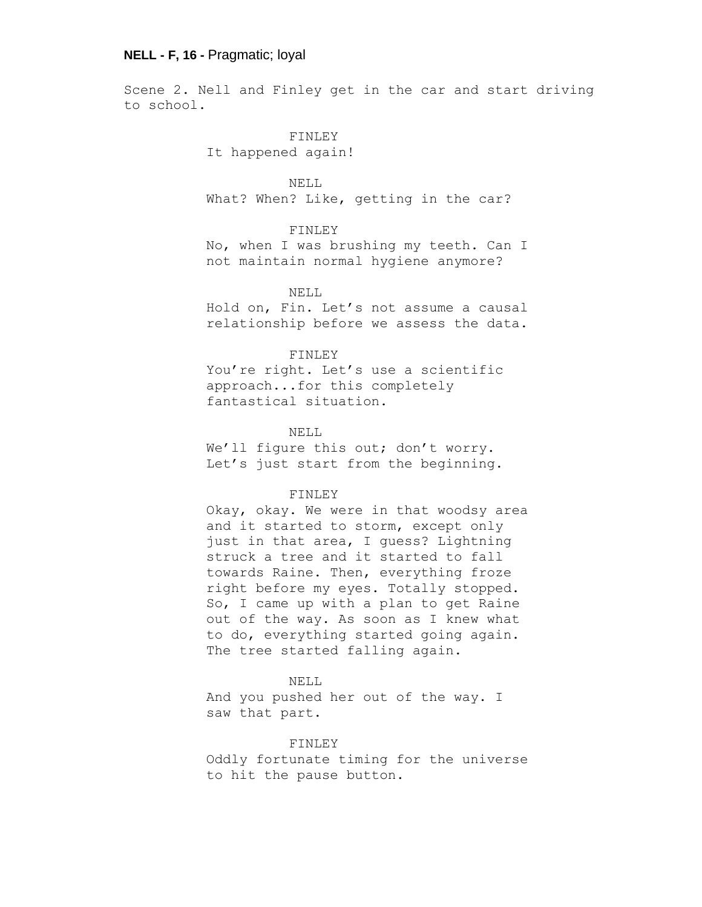**NELL - F, 16 -** Pragmatic; loyal

Scene 2. Nell and Finley get in the car and start driving to school.

FINLEY
It happened again!

NELL
What? When? Like, getting in the car?

FINLEY
No, when I was brushing my teeth. Can I not maintain normal hygiene anymore?

NELL
Hold on, Fin. Let's not assume a causal relationship before we assess the data.

FINLEY
You're right. Let's use a scientific approach...for this completely fantastical situation.

NELL
We'll figure this out; don't worry. Let's just start from the beginning.

FINLEY
Okay, okay. We were in that woodsy area and it started to storm, except only just in that area, I guess? Lightning struck a tree and it started to fall towards Raine. Then, everything froze right before my eyes. Totally stopped. So, I came up with a plan to get Raine out of the way. As soon as I knew what to do, everything started going again. The tree started falling again.

NELL
And you pushed her out of the way. I saw that part.

FINLEY
Oddly fortunate timing for the universe to hit the pause button.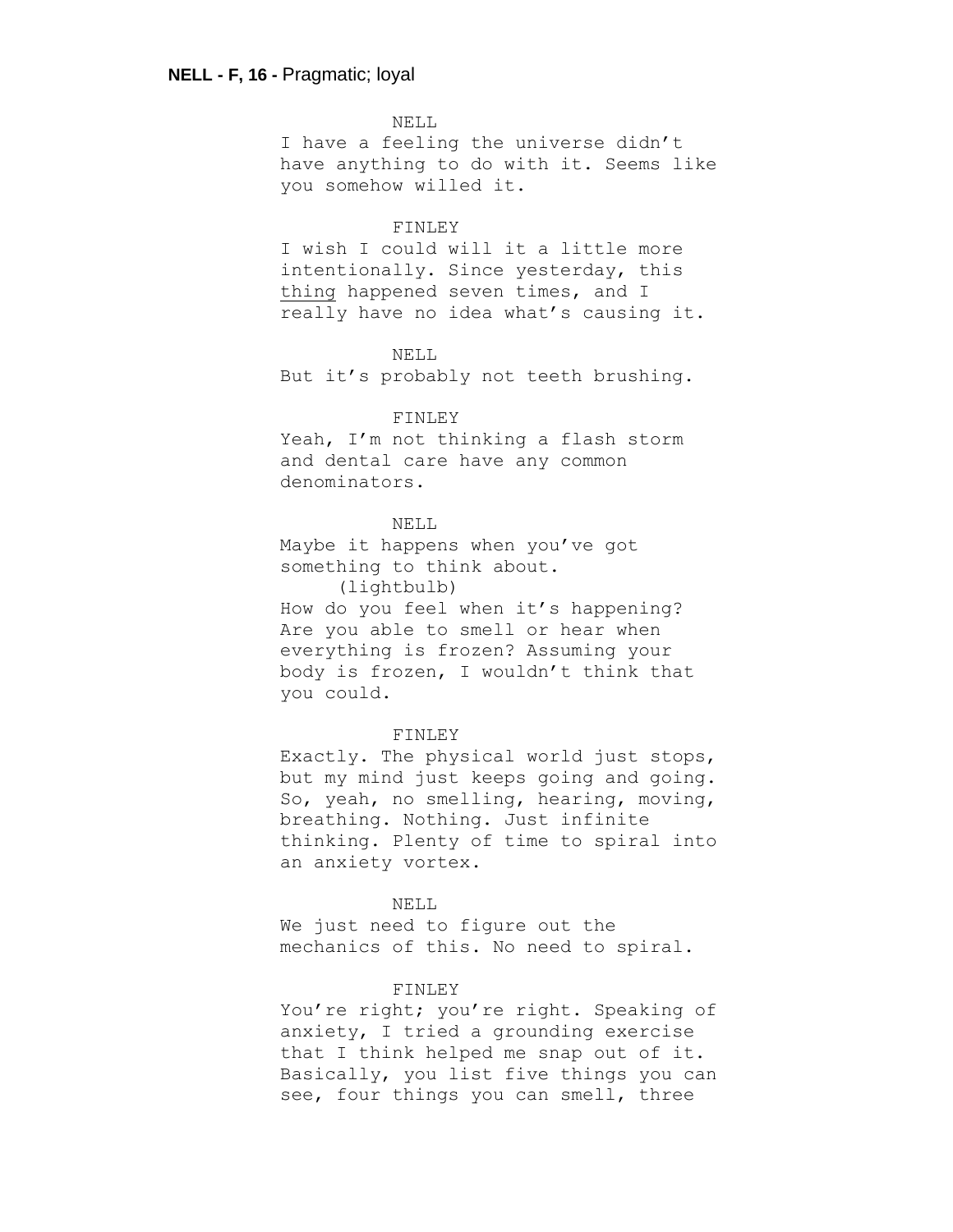**NELL - F, 16 -** Pragmatic; loyal

NELL

I have a feeling the universe didn't have anything to do with it. Seems like you somehow willed it.

FINLEY

I wish I could will it a little more intentionally. Since yesterday, this <u>thing</u> happened seven times, and I really have no idea what's causing it.

NELL

But it's probably not teeth brushing.

FINLEY

Yeah, I'm not thinking a flash storm and dental care have any common denominators.

NELL

Maybe it happens when you've got something to think about.

(lightbulb)

How do you feel when it's happening? Are you able to smell or hear when everything is frozen? Assuming your body is frozen, I wouldn't think that you could.

FINLEY

Exactly. The physical world just stops, but my mind just keeps going and going. So, yeah, no smelling, hearing, moving, breathing. Nothing. Just infinite thinking. Plenty of time to spiral into an anxiety vortex.

NELL

We just need to figure out the mechanics of this. No need to spiral.

FINLEY

You're right; you're right. Speaking of anxiety, I tried a grounding exercise that I think helped me snap out of it. Basically, you list five things you can see, four things you can smell, three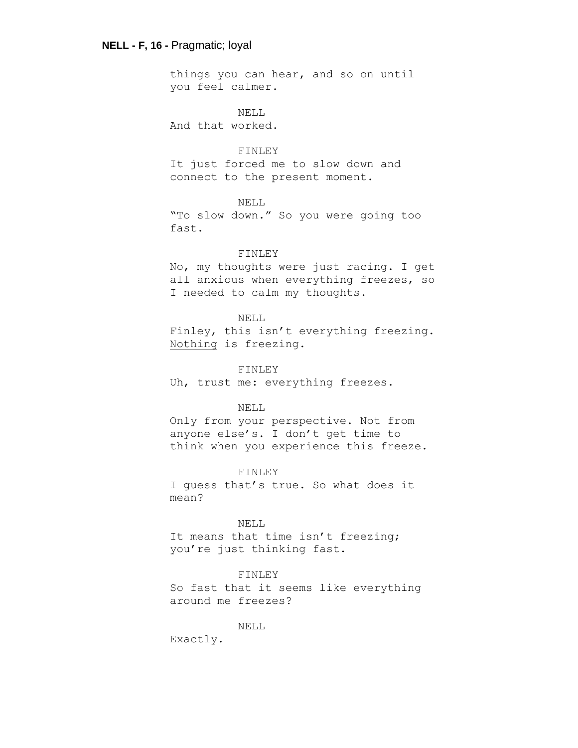**NELL - F, 16 -** Pragmatic; loyal

things you can hear, and so on until you feel calmer.

NELL

And that worked.

FINLEY

It just forced me to slow down and connect to the present moment.

NELL

"To slow down." So you were going too fast.

FINLEY

No, my thoughts were just racing. I get all anxious when everything freezes, so I needed to calm my thoughts.

NELL

Finley, this isn't everything freezing. <u>Nothing</u> is freezing.

FINLEY

Uh, trust me: everything freezes.

NELL

Only from your perspective. Not from anyone else's. I don't get time to think when you experience this freeze.

FINLEY

I guess that's true. So what does it mean?

NELL

It means that time isn't freezing; you're just thinking fast.

FINLEY

So fast that it seems like everything around me freezes?

NELL

Exactly.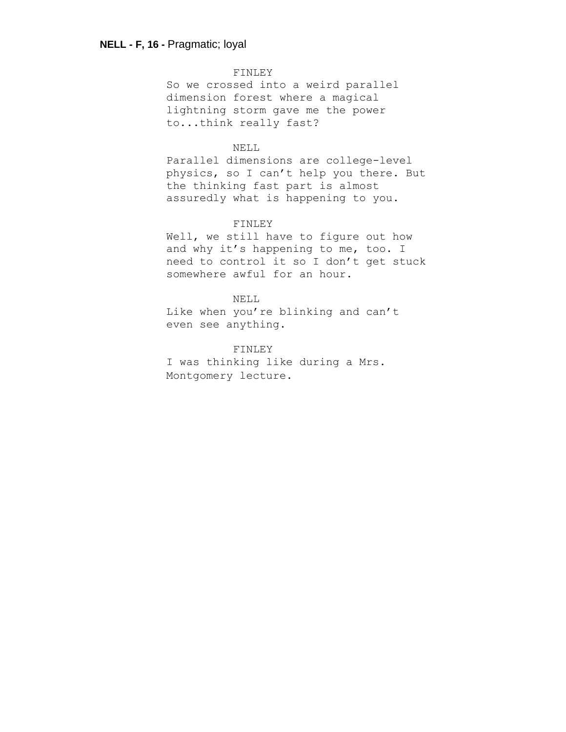**NELL - F, 16 -** Pragmatic; loyal

FINLEY

So we crossed into a weird parallel dimension forest where a magical lightning storm gave me the power to...think really fast?

NELL

Parallel dimensions are college-level physics, so I can't help you there. But the thinking fast part is almost assuredly what is happening to you.

FINLEY

Well, we still have to figure out how and why it's happening to me, too. I need to control it so I don't get stuck somewhere awful for an hour.

NELL

Like when you're blinking and can't even see anything.

FINLEY

I was thinking like during a Mrs. Montgomery lecture.